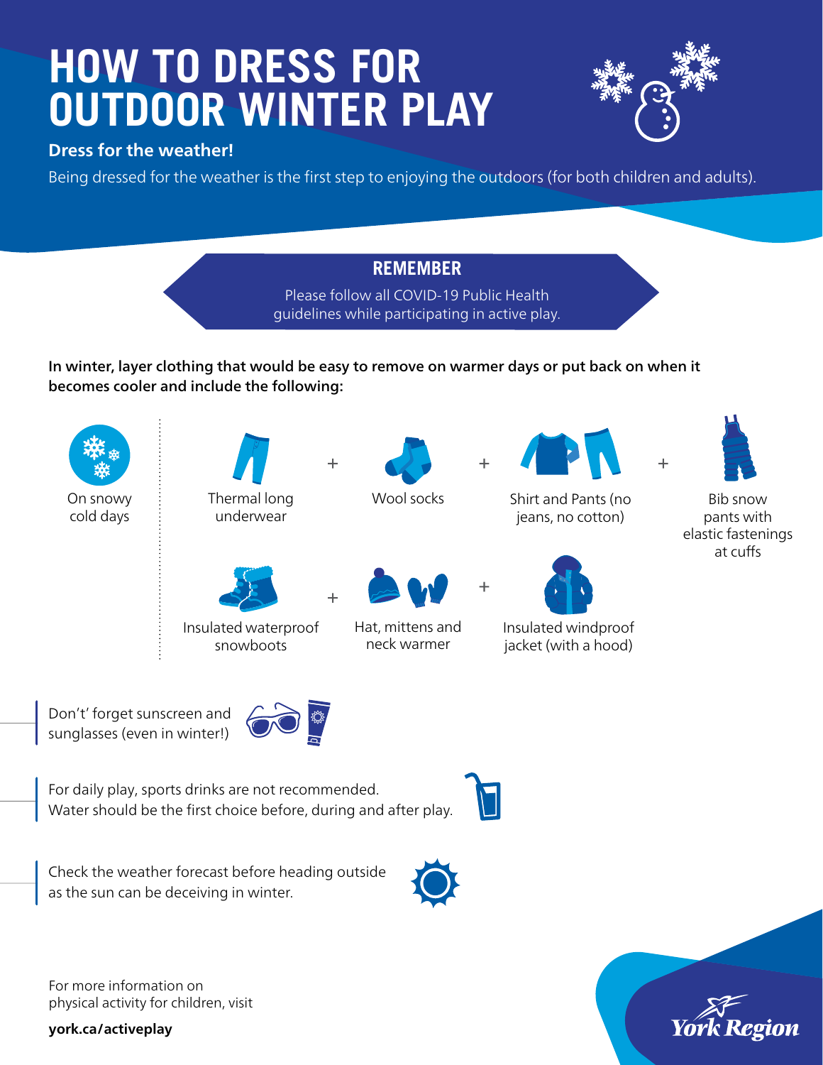# HOW TO DRESS FOR OUTDOOR WINTER PLAY

**Dress for the weather!**

Being dressed for the weather is the first step to enjoying the outdoors (for both children and adults).

## REMEMBER

Please follow all COVID-19 Public Health guidelines while participating in active play.

**In winter, layer clothing that would be easy to remove on warmer days or put back on when it becomes cooler and include the following:**

On snowy cold days

- Thermal long underwear +
- Wool socks +
- Shirt and Pants (no jeans, no cotton) +
- Bib snow pants with elastic fastenings at cuffs
- Insulated waterproof snowboots +
- Hat, mittens and neck warmer +
- Insulated windproof jacket (with a hood)

Don't' forget sunscreen and sunglasses (even in winter!)

For daily play, sports drinks are not recommended. Water should be the first choice before, during and after play.

Check the weather forecast before heading outside as the sun can be deceiving in winter.

For more information on physical activity for children, visit

**york.ca/activeplay**

York Region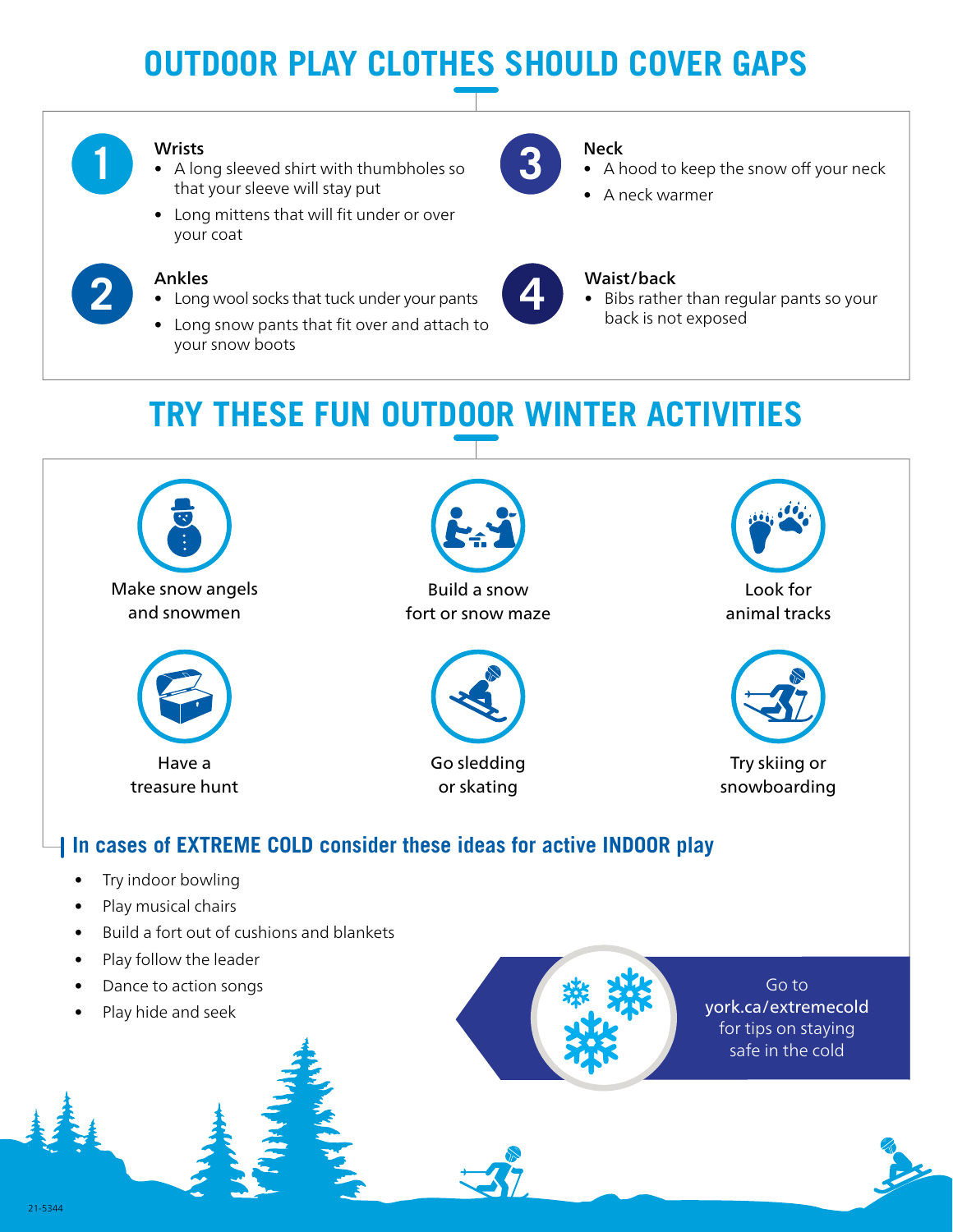# OUTDOOR PLAY CLOTHES SHOULD COVER GAPS

**1 Wrists**

- A long sleeved shirt with thumbholes so that your sleeve will stay put
- Long mittens that will fit under or over your coat

**2 Ankles**

- Long wool socks that tuck under your pants
- Long snow pants that fit over and attach to your snow boots

**3 Neck**

- A hood to keep the snow off your neck
- A neck warmer

**4 Waist/back**

- Bibs rather than regular pants so your back is not exposed

# TRY THESE FUN OUTDOOR WINTER ACTIVITIES

Make snow angels and snowmen

Build a snow fort or snow maze

Look for animal tracks

Have a treasure hunt

Go sledding or skating

Try skiing or snowboarding

## In cases of EXTREME COLD consider these ideas for active INDOOR play

- Try indoor bowling
- Play musical chairs
- Build a fort out of cushions and blankets
- Play follow the leader
- Dance to action songs
- Play hide and seek

Go to york.ca/extremecold for tips on staying safe in the cold

21-5344